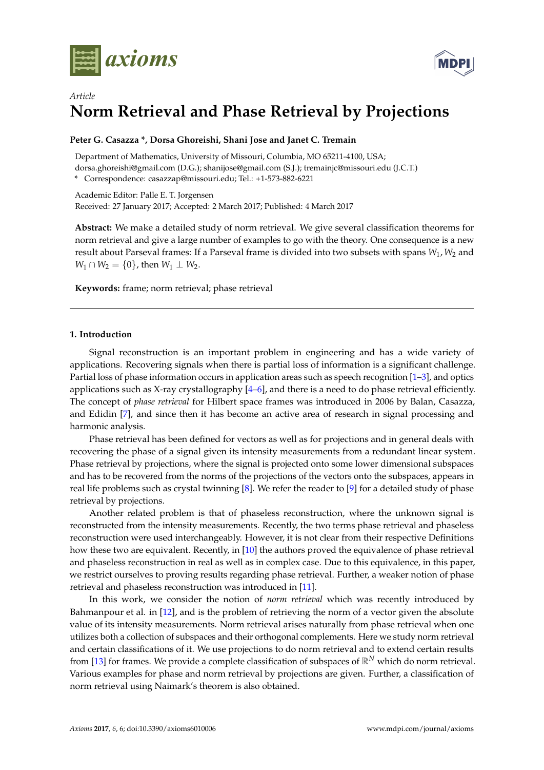*Article*

# Norm Retrieval and Phase Retrieval by Projections

**Peter G. Casazza \*, Dorsa Ghoreishi, Shani Jose and Janet C. Tremain**

Department of Mathematics, University of Missouri, Columbia, MO 65211-4100, USA; dorsa.ghoreishi@gmail.com (D.G.); shanijose@gmail.com (S.J.); tremainjc@missouri.edu (J.C.T.)

\* Correspondence: casazzap@missouri.edu; Tel.: +1-573-882-6221

Academic Editor: Palle E. T. Jorgensen
Received: 27 January 2017; Accepted: 2 March 2017; Published: 4 March 2017

**Abstract:** We make a detailed study of norm retrieval. We give several classification theorems for norm retrieval and give a large number of examples to go with the theory. One consequence is a new result about Parseval frames: If a Parseval frame is divided into two subsets with spans $W_1, W_2$ and $W_1 \cap W_2 = \{0\}$, then $W_1 \perp W_2$.

**Keywords:** frame; norm retrieval; phase retrieval

## 1. Introduction

Signal reconstruction is an important problem in engineering and has a wide variety of applications. Recovering signals when there is partial loss of information is a significant challenge. Partial loss of phase information occurs in application areas such as speech recognition [1–3], and optics applications such as X-ray crystallography [4–6], and there is a need to do phase retrieval efficiently. The concept of *phase retrieval* for Hilbert space frames was introduced in 2006 by Balan, Casazza, and Edidin [7], and since then it has become an active area of research in signal processing and harmonic analysis.

Phase retrieval has been defined for vectors as well as for projections and in general deals with recovering the phase of a signal given its intensity measurements from a redundant linear system. Phase retrieval by projections, where the signal is projected onto some lower dimensional subspaces and has to be recovered from the norms of the projections of the vectors onto the subspaces, appears in real life problems such as crystal twinning [8]. We refer the reader to [9] for a detailed study of phase retrieval by projections.

Another related problem is that of phaseless reconstruction, where the unknown signal is reconstructed from the intensity measurements. Recently, the two terms phase retrieval and phaseless reconstruction were used interchangeably. However, it is not clear from their respective Definitions how these two are equivalent. Recently, in [10] the authors proved the equivalence of phase retrieval and phaseless reconstruction in real as well as in complex case. Due to this equivalence, in this paper, we restrict ourselves to proving results regarding phase retrieval. Further, a weaker notion of phase retrieval and phaseless reconstruction was introduced in [11].

In this work, we consider the notion of *norm retrieval* which was recently introduced by Bahmanpour et al. in [12], and is the problem of retrieving the norm of a vector given the absolute value of its intensity measurements. Norm retrieval arises naturally from phase retrieval when one utilizes both a collection of subspaces and their orthogonal complements. Here we study norm retrieval and certain classifications of it. We use projections to do norm retrieval and to extend certain results from [13] for frames. We provide a complete classification of subspaces of $\mathbb{R}^N$ which do norm retrieval. Various examples for phase and norm retrieval by projections are given. Further, a classification of norm retrieval using Naimark's theorem is also obtained.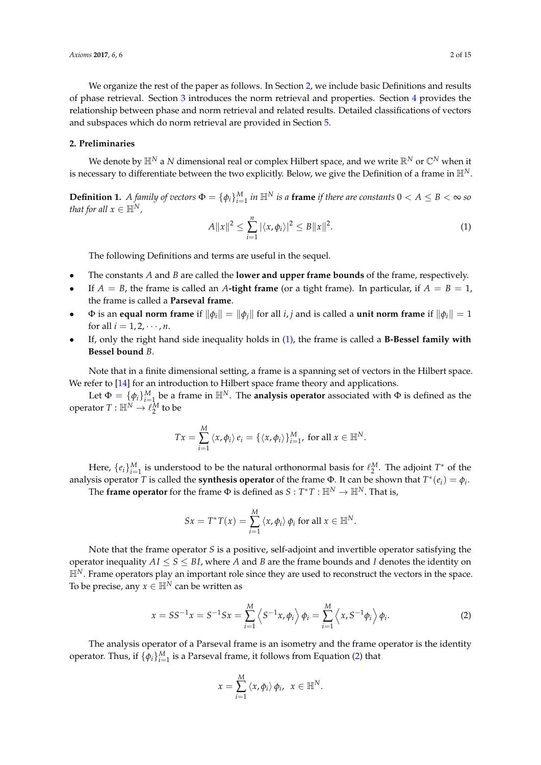We organize the rest of the paper as follows. In Section 2, we include basic Definitions and results of phase retrieval. Section 3 introduces the norm retrieval and properties. Section 4 provides the relationship between phase and norm retrieval and related results. Detailed classifications of vectors and subspaces which do norm retrieval are provided in Section 5.

## 2. Preliminaries

We denote by $\mathbb{H}^N$ a $N$ dimensional real or complex Hilbert space, and we write $\mathbb{R}^N$ or $\mathbb{C}^N$ when it is necessary to differentiate between the two explicitly. Below, we give the Definition of a frame in $\mathbb{H}^N$.

**Definition 1.** *A family of vectors $\Phi = \{\phi_i\}_{i=1}^M$ in $\mathbb{H}^N$ is a* **frame** *if there are constants $0 < A \leq B < \infty$ so that for all $x \in \mathbb{H}^N$,*

$$A\|x\|^2 \leq \sum_{i=1}^{n} |\langle x, \phi_i \rangle|^2 \leq B\|x\|^2. \tag{1}$$

The following Definitions and terms are useful in the sequel.

- The constants $A$ and $B$ are called the **lower and upper frame bounds** of the frame, respectively.
- If $A = B$, the frame is called an **$A$-tight frame** (or a tight frame). In particular, if $A = B = 1$, the frame is called a **Parseval frame**.
- $\Phi$ is an **equal norm frame** if $\|\phi_i\| = \|\phi_j\|$ for all $i, j$ and is called a **unit norm frame** if $\|\phi_i\| = 1$ for all $i = 1, 2, \cdots, n$.
- If, only the right hand side inequality holds in (1), the frame is called a **B-Bessel family with Bessel bound** $B$.

Note that in a finite dimensional setting, a frame is a spanning set of vectors in the Hilbert space. We refer to [14] for an introduction to Hilbert space frame theory and applications.

Let $\Phi = \{\phi_i\}_{i=1}^M$ be a frame in $\mathbb{H}^N$. The **analysis operator** associated with $\Phi$ is defined as the operator $T : \mathbb{H}^N \to \ell_2^M$ to be

$$Tx = \sum_{i=1}^{M} \langle x, \phi_i \rangle \, e_i = \{\langle x, \phi_i \rangle\}_{i=1}^M, \text{ for all } x \in \mathbb{H}^N.$$

Here, $\{e_i\}_{i=1}^M$ is understood to be the natural orthonormal basis for $\ell_2^M$. The adjoint $T^*$ of the analysis operator $T$ is called the **synthesis operator** of the frame $\Phi$. It can be shown that $T^*(e_i) = \phi_i$.

The **frame operator** for the frame $\Phi$ is defined as $S : T^*T : \mathbb{H}^N \to \mathbb{H}^N$. That is,

$$Sx = T^*T(x) = \sum_{i=1}^{M} \langle x, \phi_i \rangle \, \phi_i \text{ for all } x \in \mathbb{H}^N.$$

Note that the frame operator $S$ is a positive, self-adjoint and invertible operator satisfying the operator inequality $AI \leq S \leq BI$, where $A$ and $B$ are the frame bounds and $I$ denotes the identity on $\mathbb{H}^N$. Frame operators play an important role since they are used to reconstruct the vectors in the space. To be precise, any $x \in \mathbb{H}^N$ can be written as

$$x = SS^{-1}x = S^{-1}Sx = \sum_{i=1}^{M} \left\langle S^{-1}x, \phi_i \right\rangle \phi_i = \sum_{i=1}^{M} \left\langle x, S^{-1}\phi_i \right\rangle \phi_i. \tag{2}$$

The analysis operator of a Parseval frame is an isometry and the frame operator is the identity operator. Thus, if $\{\phi_i\}_{i=1}^M$ is a Parseval frame, it follows from Equation (2) that

$$x = \sum_{i=1}^{M} \langle x, \phi_i \rangle \, \phi_i, \;\; x \in \mathbb{H}^N.$$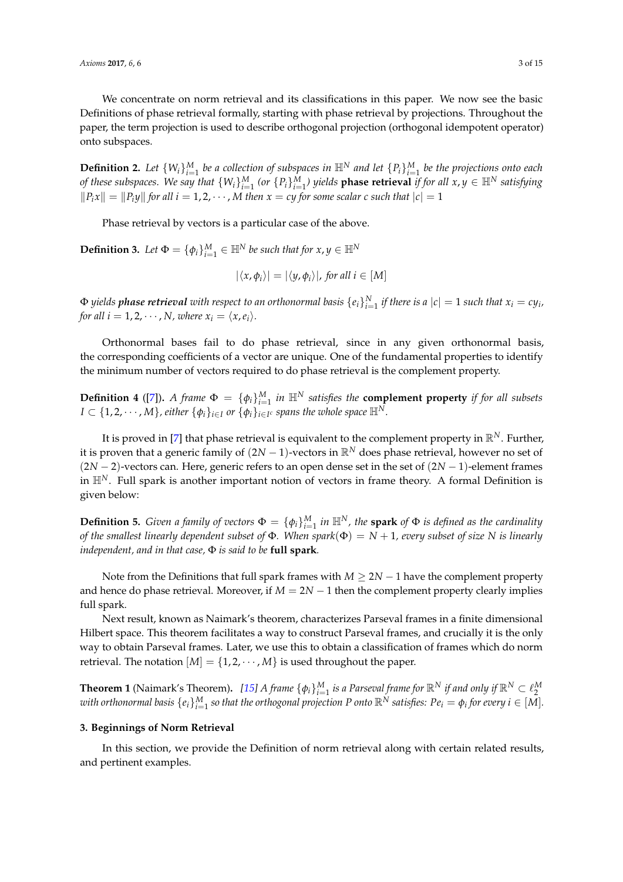We concentrate on norm retrieval and its classifications in this paper. We now see the basic Definitions of phase retrieval formally, starting with phase retrieval by projections. Throughout the paper, the term projection is used to describe orthogonal projection (orthogonal idempotent operator) onto subspaces.

**Definition 2.** *Let $\{W_i\}_{i=1}^M$ be a collection of subspaces in $\mathbb{H}^N$ and let $\{P_i\}_{i=1}^M$ be the projections onto each of these subspaces. We say that $\{W_i\}_{i=1}^M$ (or $\{P_i\}_{i=1}^M$) yields* **phase retrieval** *if for all $x, y \in \mathbb{H}^N$ satisfying $\|P_i x\| = \|P_i y\|$ for all $i = 1, 2, \cdots, M$ then $x = cy$ for some scalar $c$ such that $|c| = 1$*

Phase retrieval by vectors is a particular case of the above.

**Definition 3.** *Let $\Phi = \{\phi_i\}_{i=1}^M \in \mathbb{H}^N$ be such that for $x, y \in \mathbb{H}^N$*

$$|\langle x, \phi_i \rangle| = |\langle y, \phi_i \rangle|, \text{ for all } i \in [M]$$

*$\Phi$ yields* ***phase retrieval*** *with respect to an orthonormal basis $\{e_i\}_{i=1}^N$ if there is a $|c| = 1$ such that $x_i = cy_i$, for all $i = 1, 2, \cdots, N$, where $x_i = \langle x, e_i \rangle$.*

Orthonormal bases fail to do phase retrieval, since in any given orthonormal basis, the corresponding coefficients of a vector are unique. One of the fundamental properties to identify the minimum number of vectors required to do phase retrieval is the complement property.

**Definition 4** ([7]). *A frame $\Phi = \{\phi_i\}_{i=1}^M$ in $\mathbb{H}^N$ satisfies the* **complement property** *if for all subsets $I \subset \{1, 2, \cdots, M\}$, either $\{\phi_i\}_{i \in I}$ or $\{\phi_i\}_{i \in I^c}$ spans the whole space $\mathbb{H}^N$.*

It is proved in [7] that phase retrieval is equivalent to the complement property in $\mathbb{R}^N$. Further, it is proven that a generic family of $(2N-1)$-vectors in $\mathbb{R}^N$ does phase retrieval, however no set of $(2N-2)$-vectors can. Here, generic refers to an open dense set in the set of $(2N-1)$-element frames in $\mathbb{H}^N$. Full spark is another important notion of vectors in frame theory. A formal Definition is given below:

**Definition 5.** *Given a family of vectors $\Phi = \{\phi_i\}_{i=1}^M$ in $\mathbb{H}^N$, the* **spark** *of $\Phi$ is defined as the cardinality of the smallest linearly dependent subset of $\Phi$. When $spark(\Phi) = N + 1$, every subset of size $N$ is linearly independent, and in that case, $\Phi$ is said to be* **full spark**.

Note from the Definitions that full spark frames with $M \geq 2N - 1$ have the complement property and hence do phase retrieval. Moreover, if $M = 2N - 1$ then the complement property clearly implies full spark.

Next result, known as Naimark's theorem, characterizes Parseval frames in a finite dimensional Hilbert space. This theorem facilitates a way to construct Parseval frames, and crucially it is the only way to obtain Parseval frames. Later, we use this to obtain a classification of frames which do norm retrieval. The notation $[M] = \{1, 2, \cdots, M\}$ is used throughout the paper.

**Theorem 1** (Naimark's Theorem). *[15] A frame $\{\phi_i\}_{i=1}^M$ is a Parseval frame for $\mathbb{R}^N$ if and only if $\mathbb{R}^N \subset \ell_2^M$ with orthonormal basis $\{e_i\}_{i=1}^M$ so that the orthogonal projection $P$ onto $\mathbb{R}^N$ satisfies: $Pe_i = \phi_i$ for every $i \in [M]$.*

## 3. Beginnings of Norm Retrieval

In this section, we provide the Definition of norm retrieval along with certain related results, and pertinent examples.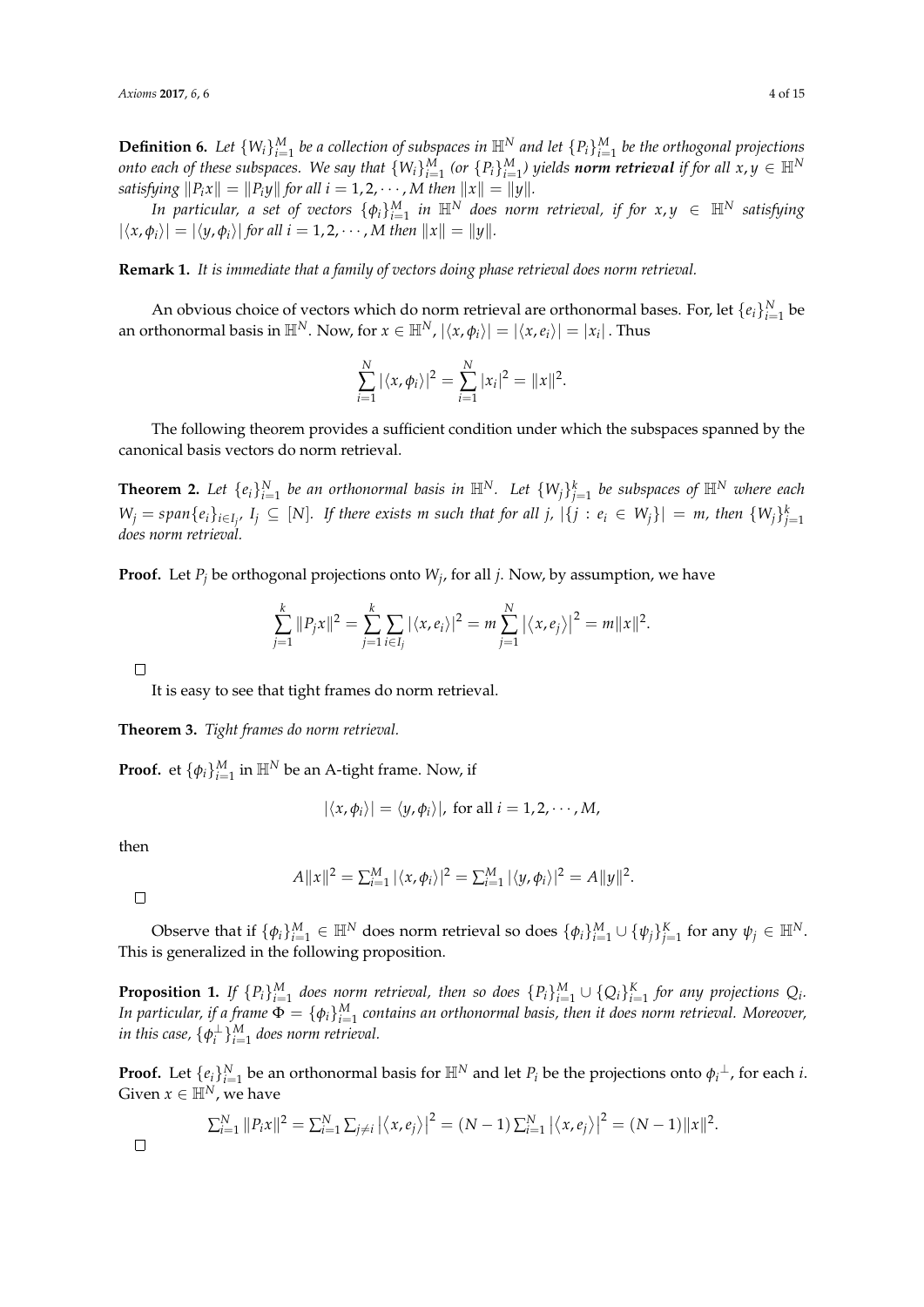**Definition 6.** *Let $\{W_i\}_{i=1}^M$ be a collection of subspaces in $\mathbb{H}^N$ and let $\{P_i\}_{i=1}^M$ be the orthogonal projections onto each of these subspaces. We say that $\{W_i\}_{i=1}^M$ (or $\{P_i\}_{i=1}^M$) yields* ***norm retrieval*** *if for all $x, y \in \mathbb{H}^N$ satisfying $\|P_i x\| = \|P_i y\|$ for all $i = 1, 2, \cdots, M$ then $\|x\| = \|y\|$.*

*In particular, a set of vectors $\{\phi_i\}_{i=1}^M$ in $\mathbb{H}^N$ does norm retrieval, if for $x, y \in \mathbb{H}^N$ satisfying $|\langle x, \phi_i \rangle| = |\langle y, \phi_i \rangle|$ for all $i = 1, 2, \cdots, M$ then $\|x\| = \|y\|$.*

**Remark 1.** *It is immediate that a family of vectors doing phase retrieval does norm retrieval.*

An obvious choice of vectors which do norm retrieval are orthonormal bases. For, let $\{e_i\}_{i=1}^N$ be an orthonormal basis in $\mathbb{H}^N$. Now, for $x \in \mathbb{H}^N$, $|\langle x, \phi_i \rangle| = |\langle x, e_i \rangle| = |x_i|$. Thus

$$\sum_{i=1}^N |\langle x, \phi_i \rangle|^2 = \sum_{i=1}^N |x_i|^2 = \|x\|^2.$$

The following theorem provides a sufficient condition under which the subspaces spanned by the canonical basis vectors do norm retrieval.

**Theorem 2.** *Let $\{e_i\}_{i=1}^N$ be an orthonormal basis in $\mathbb{H}^N$. Let $\{W_j\}_{j=1}^k$ be subspaces of $\mathbb{H}^N$ where each $W_j = span\{e_i\}_{i \in I_j}$, $I_j \subseteq [N]$. If there exists $m$ such that for all $j$, $|\{j : e_i \in W_j\}| = m$, then $\{W_j\}_{j=1}^k$ does norm retrieval.*

**Proof.** Let $P_j$ be orthogonal projections onto $W_j$, for all $j$. Now, by assumption, we have

$$\sum_{j=1}^k \|P_j x\|^2 = \sum_{j=1}^k \sum_{i \in I_j} |\langle x, e_i \rangle|^2 = m \sum_{j=1}^N |\langle x, e_j \rangle|^2 = m\|x\|^2.$$

□

It is easy to see that tight frames do norm retrieval.

**Theorem 3.** *Tight frames do norm retrieval.*

**Proof.** et $\{\phi_i\}_{i=1}^M$ in $\mathbb{H}^N$ be an A-tight frame. Now, if

$$|\langle x, \phi_i \rangle| = \langle y, \phi_i \rangle|, \text{ for all } i = 1, 2, \cdots, M,$$

then

$$A\|x\|^2 = \textstyle\sum_{i=1}^M |\langle x, \phi_i \rangle|^2 = \sum_{i=1}^M |\langle y, \phi_i \rangle|^2 = A\|y\|^2.$$

□

Observe that if $\{\phi_i\}_{i=1}^M \in \mathbb{H}^N$ does norm retrieval so does $\{\phi_i\}_{i=1}^M \cup \{\psi_j\}_{j=1}^K$ for any $\psi_j \in \mathbb{H}^N$. This is generalized in the following proposition.

**Proposition 1.** *If $\{P_i\}_{i=1}^M$ does norm retrieval, then so does $\{P_i\}_{i=1}^M \cup \{Q_i\}_{i=1}^K$ for any projections $Q_i$. In particular, if a frame $\Phi = \{\phi_i\}_{i=1}^M$ contains an orthonormal basis, then it does norm retrieval. Moreover, in this case, $\{\phi_i^\perp\}_{i=1}^M$ does norm retrieval.*

**Proof.** Let $\{e_i\}_{i=1}^N$ be an orthonormal basis for $\mathbb{H}^N$ and let $P_i$ be the projections onto ${\phi_i}^\perp$, for each $i$. Given $x \in \mathbb{H}^N$, we have

$$\textstyle\sum_{i=1}^N \|P_i x\|^2 = \sum_{i=1}^N \sum_{j \neq i} |\langle x, e_j \rangle|^2 = (N-1) \sum_{i=1}^N |\langle x, e_j \rangle|^2 = (N-1)\|x\|^2.$$

□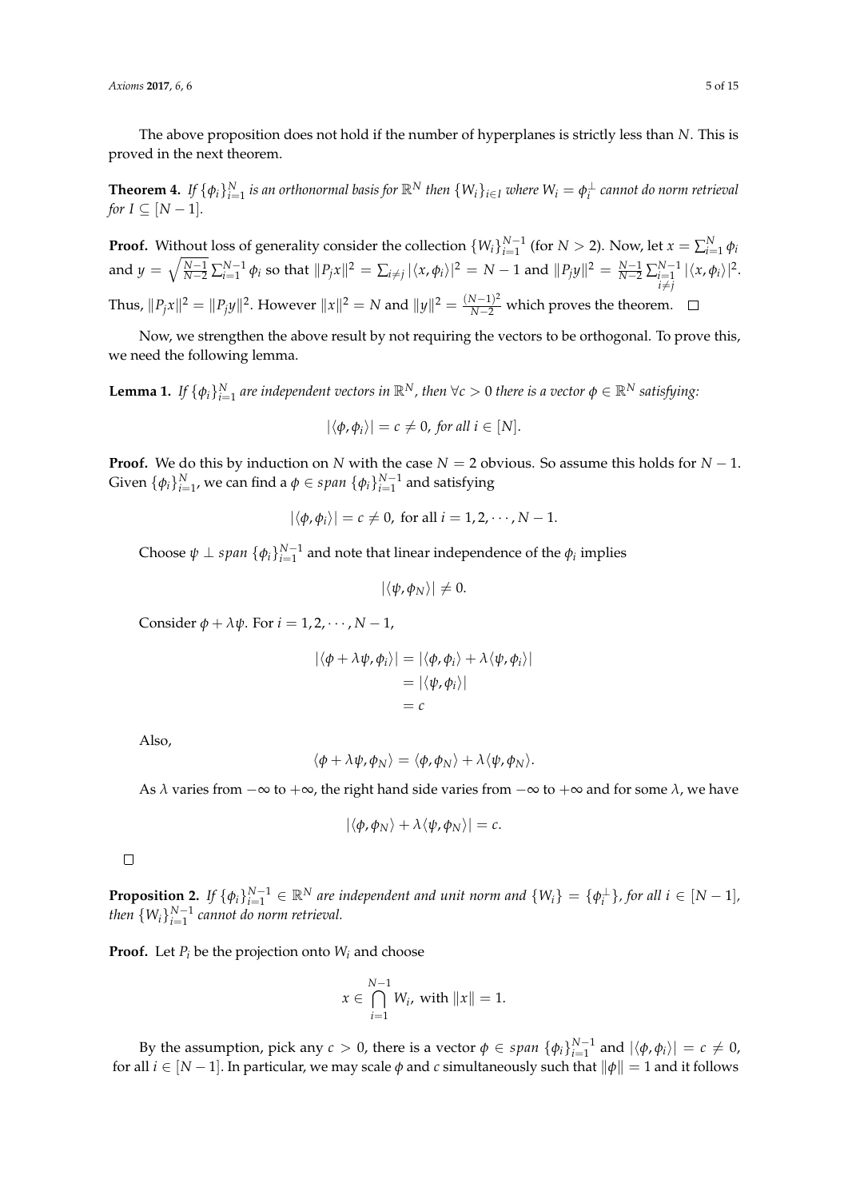The above proposition does not hold if the number of hyperplanes is strictly less than $N$. This is proved in the next theorem.

**Theorem 4.** *If $\{\phi_i\}_{i=1}^N$ is an orthonormal basis for $\mathbb{R}^N$ then $\{W_i\}_{i\in I}$ where $W_i = \phi_i^\perp$ cannot do norm retrieval for $I \subseteq [N-1]$.*

**Proof.** Without loss of generality consider the collection $\{W_i\}_{i=1}^{N-1}$ (for $N > 2$). Now, let $x = \sum_{i=1}^N \phi_i$ and $y = \sqrt{\frac{N-1}{N-2}} \sum_{i=1}^{N-1} \phi_i$ so that $\|P_j x\|^2 = \sum_{i\neq j} |\langle x, \phi_i\rangle|^2 = N-1$ and $\|P_j y\|^2 = \frac{N-1}{N-2} \sum_{\substack{i=1 \\ i\neq j}}^{N-1} |\langle x, \phi_i\rangle|^2$. Thus, $\|P_j x\|^2 = \|P_j y\|^2$. However $\|x\|^2 = N$ and $\|y\|^2 = \frac{(N-1)^2}{N-2}$ which proves the theorem. □

Now, we strengthen the above result by not requiring the vectors to be orthogonal. To prove this, we need the following lemma.

**Lemma 1.** *If $\{\phi_i\}_{i=1}^N$ are independent vectors in $\mathbb{R}^N$, then $\forall c > 0$ there is a vector $\phi \in \mathbb{R}^N$ satisfying:*

$$|\langle \phi, \phi_i \rangle| = c \neq 0, \text{ for all } i \in [N].$$

**Proof.** We do this by induction on $N$ with the case $N = 2$ obvious. So assume this holds for $N-1$. Given $\{\phi_i\}_{i=1}^N$, we can find a $\phi \in span\ \{\phi_i\}_{i=1}^{N-1}$ and satisfying

$$|\langle \phi, \phi_i \rangle| = c \neq 0, \text{ for all } i = 1, 2, \cdots, N-1.$$

Choose $\psi \perp span\ \{\phi_i\}_{i=1}^{N-1}$ and note that linear independence of the $\phi_i$ implies

$$|\langle \psi, \phi_N \rangle| \neq 0.$$

Consider $\phi + \lambda\psi$. For $i = 1, 2, \cdots, N-1$,

$$\begin{aligned} |\langle \phi + \lambda\psi, \phi_i \rangle| &= |\langle \phi, \phi_i \rangle + \lambda \langle \psi, \phi_i \rangle| \\ &= |\langle \psi, \phi_i \rangle| \\ &= c \end{aligned}$$

Also,

$$\langle \phi + \lambda\psi, \phi_N \rangle = \langle \phi, \phi_N \rangle + \lambda \langle \psi, \phi_N \rangle.$$

As $\lambda$ varies from $-\infty$ to $+\infty$, the right hand side varies from $-\infty$ to $+\infty$ and for some $\lambda$, we have

$$|\langle \phi, \phi_N \rangle + \lambda \langle \psi, \phi_N \rangle| = c.$$

□

**Proposition 2.** *If $\{\phi_i\}_{i=1}^{N-1} \in \mathbb{R}^N$ are independent and unit norm and $\{W_i\} = \{\phi_i^\perp\}$, for all $i \in [N-1]$, then $\{W_i\}_{i=1}^{N-1}$ cannot do norm retrieval.*

**Proof.** Let $P_i$ be the projection onto $W_i$ and choose

$$x \in \bigcap_{i=1}^{N-1} W_i, \text{ with } \|x\| = 1.$$

By the assumption, pick any $c > 0$, there is a vector $\phi \in span\ \{\phi_i\}_{i=1}^{N-1}$ and $|\langle \phi, \phi_i \rangle| = c \neq 0$, for all $i \in [N-1]$. In particular, we may scale $\phi$ and $c$ simultaneously such that $\|\phi\| = 1$ and it follows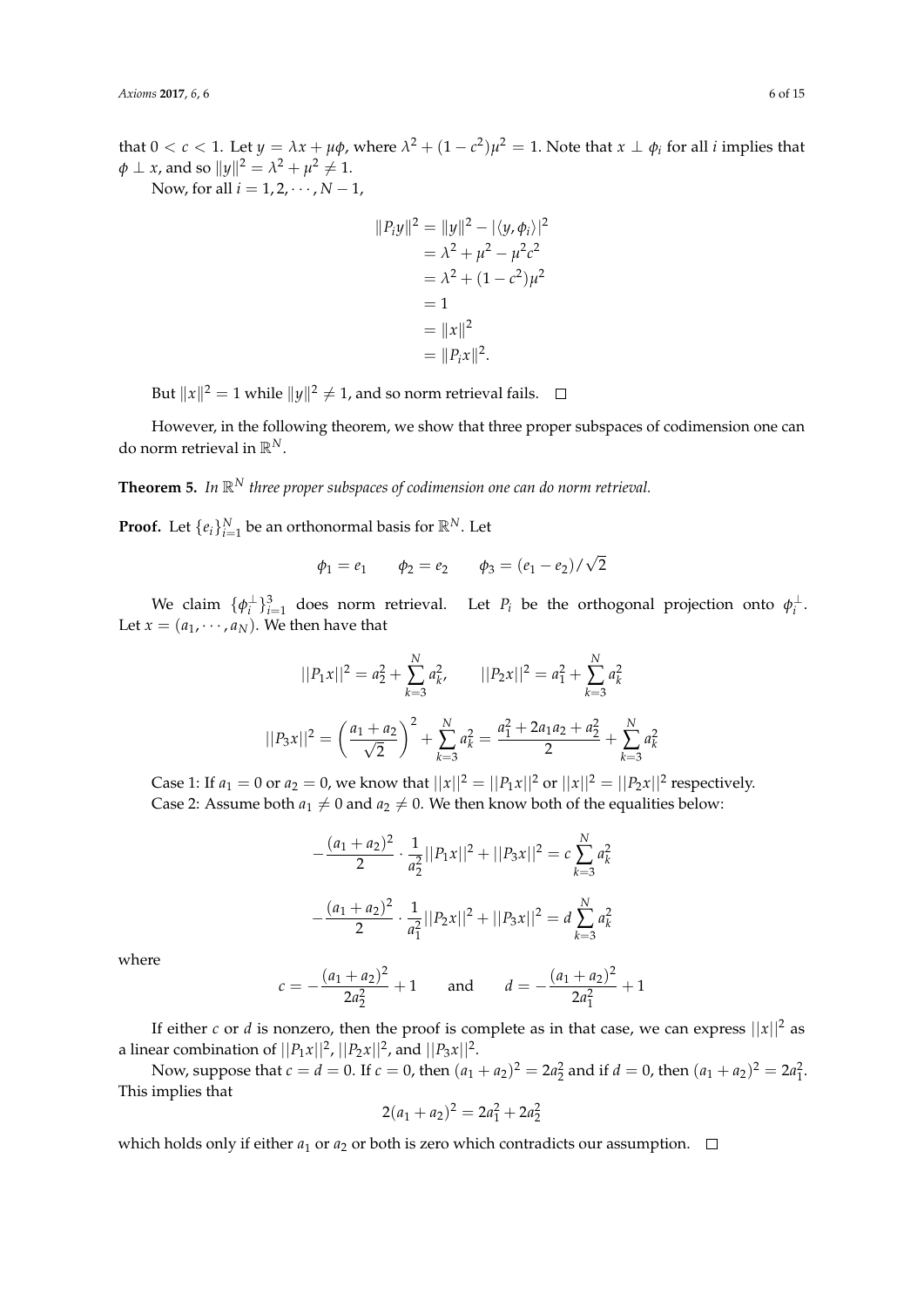that $0 < c < 1$. Let $y = \lambda x + \mu \phi$, where $\lambda^2 + (1 - c^2)\mu^2 = 1$. Note that $x \perp \phi_i$ for all $i$ implies that $\phi \perp x$, and so $\|y\|^2 = \lambda^2 + \mu^2 \neq 1$.

Now, for all $i = 1, 2, \cdots, N - 1$,

$$
\begin{aligned}
\|P_i y\|^2 &= \|y\|^2 - |\langle y, \phi_i \rangle|^2 \\
&= \lambda^2 + \mu^2 - \mu^2 c^2 \\
&= \lambda^2 + (1 - c^2)\mu^2 \\
&= 1 \\
&= \|x\|^2 \\
&= \|P_i x\|^2.
\end{aligned}
$$

But $\|x\|^2 = 1$ while $\|y\|^2 \neq 1$, and so norm retrieval fails. $\square$

However, in the following theorem, we show that three proper subspaces of codimension one can do norm retrieval in $\mathbb{R}^N$.

**Theorem 5.** *In $\mathbb{R}^N$ three proper subspaces of codimension one can do norm retrieval.*

**Proof.** Let $\{e_i\}_{i=1}^N$ be an orthonormal basis for $\mathbb{R}^N$. Let

$$
\phi_1 = e_1 \qquad \phi_2 = e_2 \qquad \phi_3 = (e_1 - e_2)/\sqrt{2}
$$

We claim $\{\phi_i^\perp\}_{i=1}^3$ does norm retrieval. Let $P_i$ be the orthogonal projection onto $\phi_i^\perp$. Let $x = (a_1, \cdots, a_N)$. We then have that

$$
||P_1 x||^2 = a_2^2 + \sum_{k=3}^N a_k^2, \qquad ||P_2 x||^2 = a_1^2 + \sum_{k=3}^N a_k^2
$$

$$
||P_3 x||^2 = \left( \frac{a_1 + a_2}{\sqrt{2}} \right)^2 + \sum_{k=3}^N a_k^2 = \frac{a_1^2 + 2a_1 a_2 + a_2^2}{2} + \sum_{k=3}^N a_k^2
$$

Case 1: If $a_1 = 0$ or $a_2 = 0$, we know that $||x||^2 = ||P_1 x||^2$ or $||x||^2 = ||P_2 x||^2$ respectively.
Case 2: Assume both $a_1 \neq 0$ and $a_2 \neq 0$. We then know both of the equalities below:

$$
-\frac{(a_1 + a_2)^2}{2} \cdot \frac{1}{a_2^2} ||P_1 x||^2 + ||P_3 x||^2 = c \sum_{k=3}^N a_k^2
$$

$$
-\frac{(a_1 + a_2)^2}{2} \cdot \frac{1}{a_1^2} ||P_2 x||^2 + ||P_3 x||^2 = d \sum_{k=3}^N a_k^2
$$

where

$$
c = -\frac{(a_1 + a_2)^2}{2a_2^2} + 1 \qquad \text{and} \qquad d = -\frac{(a_1 + a_2)^2}{2a_1^2} + 1
$$

If either $c$ or $d$ is nonzero, then the proof is complete as in that case, we can express $||x||^2$ as a linear combination of $||P_1 x||^2$, $||P_2 x||^2$, and $||P_3 x||^2$.

Now, suppose that $c = d = 0$. If $c = 0$, then $(a_1 + a_2)^2 = 2a_2^2$ and if $d = 0$, then $(a_1 + a_2)^2 = 2a_1^2$. This implies that

$$
2(a_1 + a_2)^2 = 2a_1^2 + 2a_2^2
$$

which holds only if either $a_1$ or $a_2$ or both is zero which contradicts our assumption. $\square$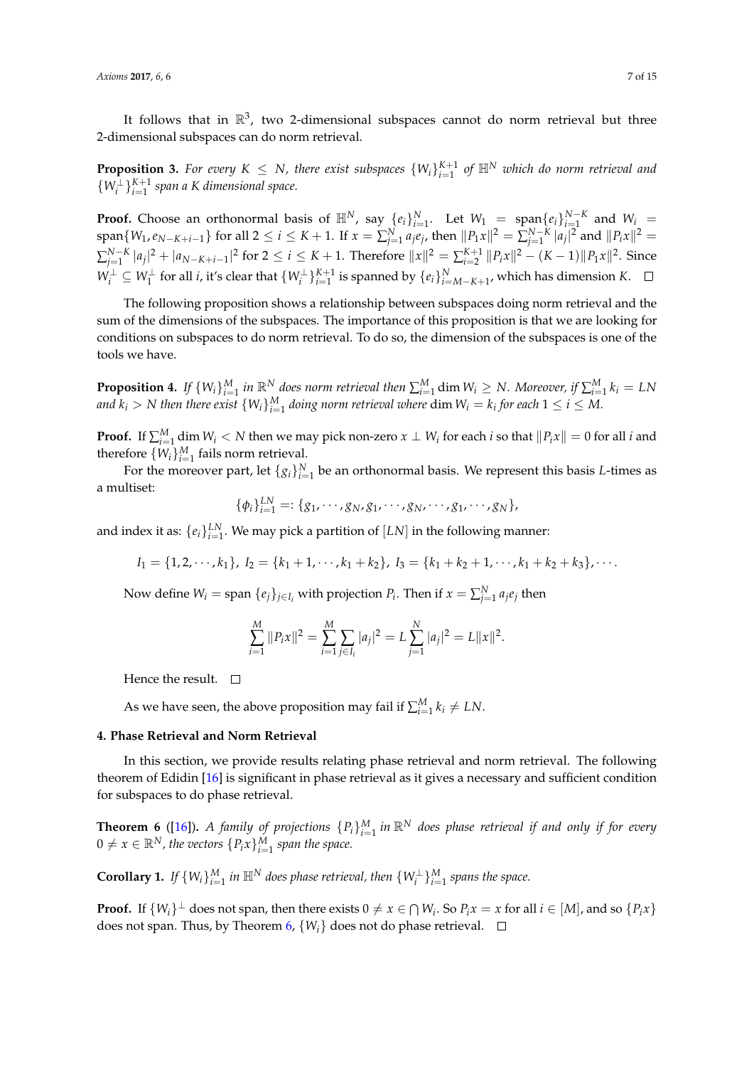It follows that in $\mathbb{R}^3$, two 2-dimensional subspaces cannot do norm retrieval but three 2-dimensional subspaces can do norm retrieval.

**Proposition 3.** *For every $K \leq N$, there exist subspaces $\{W_i\}_{i=1}^{K+1}$ of $\mathbb{H}^N$ which do norm retrieval and $\{W_i^{\perp}\}_{i=1}^{K+1}$ span a $K$ dimensional space.*

**Proof.** Choose an orthonormal basis of $\mathbb{H}^N$, say $\{e_i\}_{i=1}^{N}$. Let $W_1 = \text{span}\{e_i\}_{i=1}^{N-K}$ and $W_i = \text{span}\{W_1, e_{N-K+i-1}\}$ for all $2 \leq i \leq K+1$. If $x = \sum_{j=1}^{N} a_j e_j$, then $\|P_1 x\|^2 = \sum_{j=1}^{N-K} |a_j|^2$ and $\|P_i x\|^2 = \sum_{j=1}^{N-K} |a_j|^2 + |a_{N-K+i-1}|^2$ for $2 \leq i \leq K+1$. Therefore $\|x\|^2 = \sum_{i=2}^{K+1} \|P_i x\|^2 - (K-1)\|P_1 x\|^2$. Since $W_i^{\perp} \subseteq W_1^{\perp}$ for all $i$, it's clear that $\{W_i^{\perp}\}_{i=1}^{K+1}$ is spanned by $\{e_i\}_{i=M-K+1}^{N}$, which has dimension $K$. $\square$

The following proposition shows a relationship between subspaces doing norm retrieval and the sum of the dimensions of the subspaces. The importance of this proposition is that we are looking for conditions on subspaces to do norm retrieval. To do so, the dimension of the subspaces is one of the tools we have.

**Proposition 4.** *If $\{W_i\}_{i=1}^{M}$ in $\mathbb{R}^N$ does norm retrieval then $\sum_{i=1}^{M} \dim W_i \geq N$. Moreover, if $\sum_{i=1}^{M} k_i = LN$ and $k_i > N$ then there exist $\{W_i\}_{i=1}^{M}$ doing norm retrieval where $\dim W_i = k_i$ for each $1 \leq i \leq M$.*

**Proof.** If $\sum_{i=1}^{M} \dim W_i < N$ then we may pick non-zero $x \perp W_i$ for each $i$ so that $\|P_i x\| = 0$ for all $i$ and therefore $\{W_i\}_{i=1}^{M}$ fails norm retrieval.

For the moreover part, let $\{g_i\}_{i=1}^{N}$ be an orthonormal basis. We represent this basis $L$-times as a multiset:

$$\{\phi_i\}_{i=1}^{LN} =: \{g_1, \cdots, g_N, g_1, \cdots, g_N, \cdots, g_1, \cdots, g_N\},$$

and index it as: $\{e_i\}_{i=1}^{LN}$. We may pick a partition of $[LN]$ in the following manner:

$$I_1 = \{1, 2, \cdots, k_1\},\ I_2 = \{k_1 + 1, \cdots, k_1 + k_2\},\ I_3 = \{k_1 + k_2 + 1, \cdots, k_1 + k_2 + k_3\}, \cdots.$$

Now define $W_i = \text{span}\,\{e_j\}_{j \in I_i}$ with projection $P_i$. Then if $x = \sum_{j=1}^{N} a_j e_j$ then

$$\sum_{i=1}^{M} \|P_i x\|^2 = \sum_{i=1}^{M} \sum_{j \in I_i} |a_j|^2 = L \sum_{j=1}^{N} |a_j|^2 = L\|x\|^2.$$

Hence the result. $\square$

As we have seen, the above proposition may fail if $\sum_{i=1}^{M} k_i \neq LN$.

#### 4. Phase Retrieval and Norm Retrieval

In this section, we provide results relating phase retrieval and norm retrieval. The following theorem of Edidin [16] is significant in phase retrieval as it gives a necessary and sufficient condition for subspaces to do phase retrieval.

**Theorem 6** ([16]). *A family of projections $\{P_i\}_{i=1}^{M}$ in $\mathbb{R}^N$ does phase retrieval if and only if for every $0 \neq x \in \mathbb{R}^N$, the vectors $\{P_i x\}_{i=1}^{M}$ span the space.*

**Corollary 1.** *If $\{W_i\}_{i=1}^{M}$ in $\mathbb{H}^N$ does phase retrieval, then $\{W_i^{\perp}\}_{i=1}^{M}$ spans the space.*

**Proof.** If $\{W_i\}^{\perp}$ does not span, then there exists $0 \neq x \in \bigcap W_i$. So $P_i x = x$ for all $i \in [M]$, and so $\{P_i x\}$ does not span. Thus, by Theorem 6, $\{W_i\}$ does not do phase retrieval. $\square$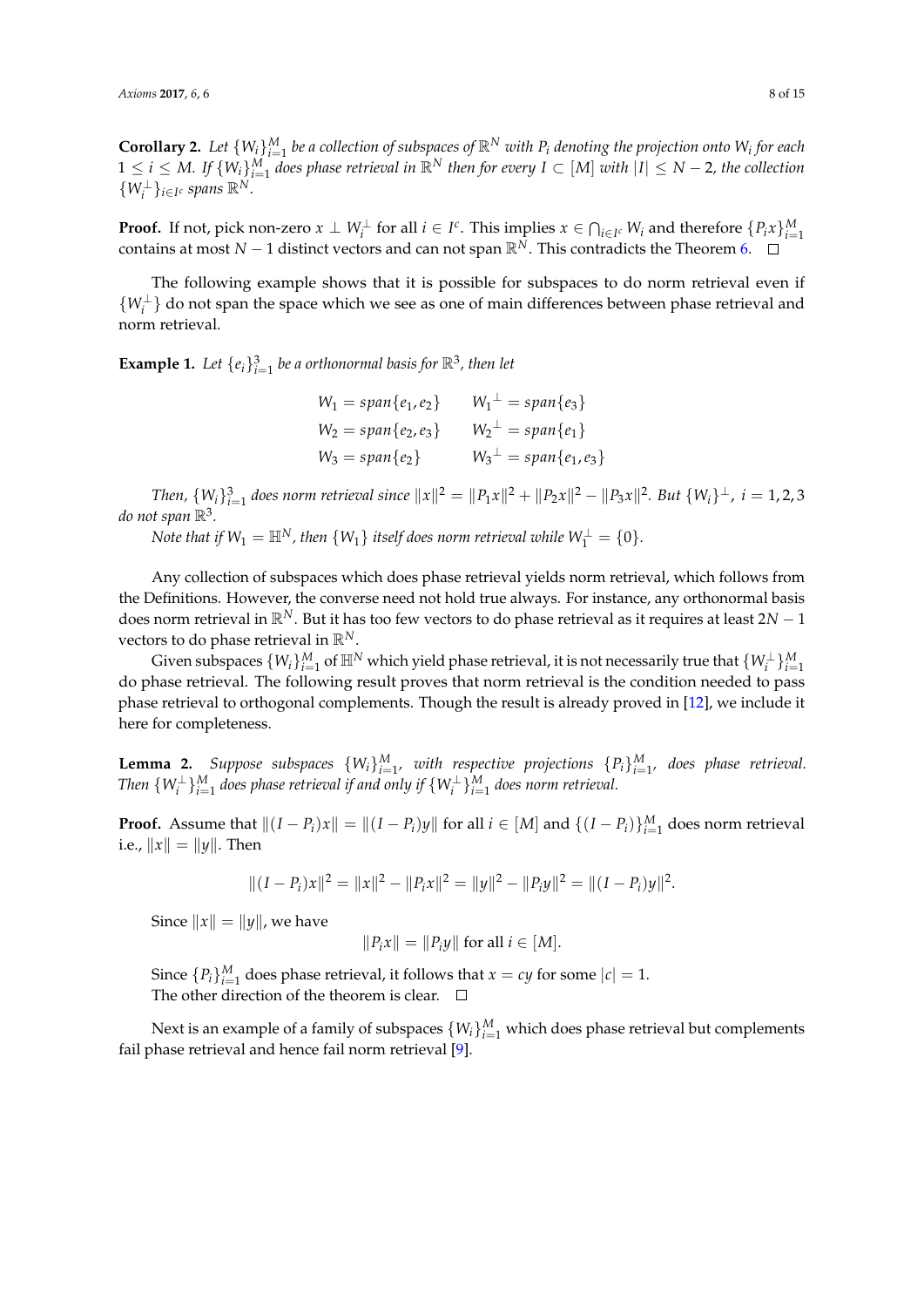**Corollary 2.** *Let $\{W_i\}_{i=1}^M$ be a collection of subspaces of $\mathbb{R}^N$ with $P_i$ denoting the projection onto $W_i$ for each $1 \leq i \leq M$. If $\{W_i\}_{i=1}^M$ does phase retrieval in $\mathbb{R}^N$ then for every $I \subset [M]$ with $|I| \leq N-2$, the collection $\{W_i^\perp\}_{i \in I^c}$ spans $\mathbb{R}^N$.*

**Proof.** If not, pick non-zero $x \perp W_i^\perp$ for all $i \in I^c$. This implies $x \in \bigcap_{i \in I^c} W_i$ and therefore $\{P_i x\}_{i=1}^M$ contains at most $N-1$ distinct vectors and can not span $\mathbb{R}^N$. This contradicts the Theorem 6. □

The following example shows that it is possible for subspaces to do norm retrieval even if $\{W_i^\perp\}$ do not span the space which we see as one of main differences between phase retrieval and norm retrieval.

**Example 1.** *Let $\{e_i\}_{i=1}^3$ be a orthonormal basis for $\mathbb{R}^3$, then let*

$$
\begin{aligned}
W_1 &= span\{e_1, e_2\} & W_1{}^\perp &= span\{e_3\} \\
W_2 &= span\{e_2, e_3\} & W_2{}^\perp &= span\{e_1\} \\
W_3 &= span\{e_2\} & W_3{}^\perp &= span\{e_1, e_3\}
\end{aligned}
$$

*Then, $\{W_i\}_{i=1}^3$ does norm retrieval since $\|x\|^2 = \|P_1 x\|^2 + \|P_2 x\|^2 - \|P_3 x\|^2$. But $\{W_i\}^\perp$, $i = 1, 2, 3$ do not span $\mathbb{R}^3$.*

*Note that if $W_1 = \mathbb{H}^N$, then $\{W_1\}$ itself does norm retrieval while $W_1^\perp = \{0\}$.*

Any collection of subspaces which does phase retrieval yields norm retrieval, which follows from the Definitions. However, the converse need not hold true always. For instance, any orthonormal basis does norm retrieval in $\mathbb{R}^N$. But it has too few vectors to do phase retrieval as it requires at least $2N-1$ vectors to do phase retrieval in $\mathbb{R}^N$.

Given subspaces $\{W_i\}_{i=1}^M$ of $\mathbb{H}^N$ which yield phase retrieval, it is not necessarily true that $\{W_i^\perp\}_{i=1}^M$ do phase retrieval. The following result proves that norm retrieval is the condition needed to pass phase retrieval to orthogonal complements. Though the result is already proved in [12], we include it here for completeness.

**Lemma 2.** *Suppose subspaces $\{W_i\}_{i=1}^M$, with respective projections $\{P_i\}_{i=1}^M$, does phase retrieval. Then $\{W_i^\perp\}_{i=1}^M$ does phase retrieval if and only if $\{W_i^\perp\}_{i=1}^M$ does norm retrieval.*

**Proof.** Assume that $\|(I-P_i)x\| = \|(I-P_i)y\|$ for all $i \in [M]$ and $\{(I-P_i)\}_{i=1}^M$ does norm retrieval i.e., $\|x\| = \|y\|$. Then

$$
\|(I-P_i)x\|^2 = \|x\|^2 - \|P_i x\|^2 = \|y\|^2 - \|P_i y\|^2 = \|(I-P_i)y\|^2.
$$

Since $\|x\| = \|y\|$, we have

$$
\|P_i x\| = \|P_i y\| \text{ for all } i \in [M].
$$

Since $\{P_i\}_{i=1}^M$ does phase retrieval, it follows that $x = cy$ for some $|c| = 1$.
The other direction of the theorem is clear. □

Next is an example of a family of subspaces $\{W_i\}_{i=1}^M$ which does phase retrieval but complements fail phase retrieval and hence fail norm retrieval [9].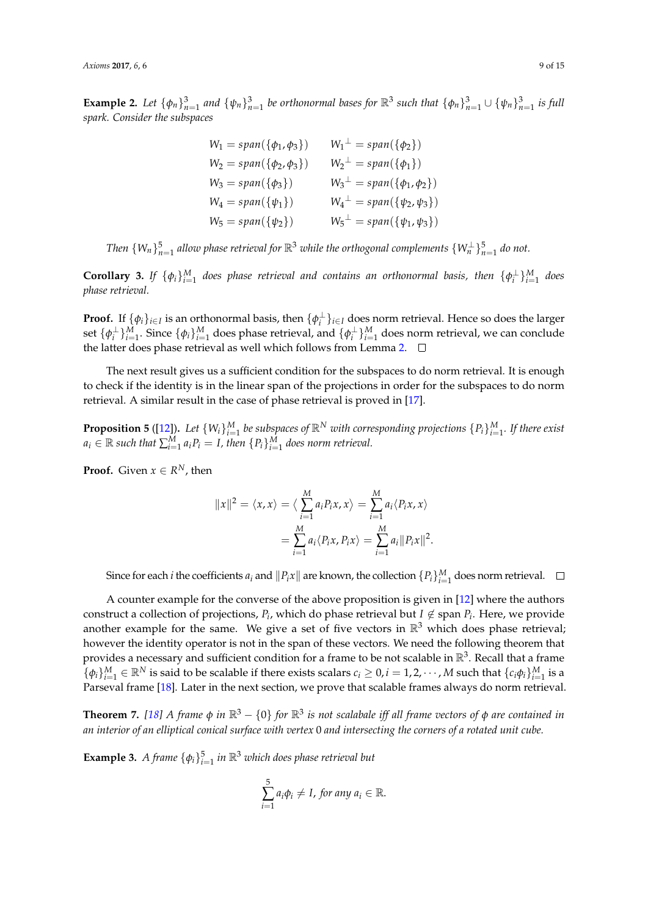**Example 2.** *Let $\{\phi_n\}_{n=1}^3$ and $\{\psi_n\}_{n=1}^3$ be orthonormal bases for $\mathbb{R}^3$ such that $\{\phi_n\}_{n=1}^3 \cup \{\psi_n\}_{n=1}^3$ is full spark. Consider the subspaces*

$$
\begin{aligned}
W_1 &= span(\{\phi_1, \phi_3\}) & W_1{}^{\perp} &= span(\{\phi_2\}) \\
W_2 &= span(\{\phi_2, \phi_3\}) & W_2{}^{\perp} &= span(\{\phi_1\}) \\
W_3 &= span(\{\phi_3\}) & W_3{}^{\perp} &= span(\{\phi_1, \phi_2\}) \\
W_4 &= span(\{\psi_1\}) & W_4{}^{\perp} &= span(\{\psi_2, \psi_3\}) \\
W_5 &= span(\{\psi_2\}) & W_5{}^{\perp} &= span(\{\psi_1, \psi_3\})
\end{aligned}
$$

*Then $\{W_n\}_{n=1}^5$ allow phase retrieval for $\mathbb{R}^3$ while the orthogonal complements $\{W_n^{\perp}\}_{n=1}^5$ do not.*

**Corollary 3.** *If $\{\phi_i\}_{i=1}^M$ does phase retrieval and contains an orthonormal basis, then $\{\phi_i^{\perp}\}_{i=1}^M$ does phase retrieval.*

**Proof.** If $\{\phi_i\}_{i \in I}$ is an orthonormal basis, then $\{\phi_i^{\perp}\}_{i \in I}$ does norm retrieval. Hence so does the larger set $\{\phi_i^{\perp}\}_{i=1}^M$. Since $\{\phi_i\}_{i=1}^M$ does phase retrieval, and $\{\phi_i^{\perp}\}_{i=1}^M$ does norm retrieval, we can conclude the latter does phase retrieval as well which follows from Lemma 2. □

The next result gives us a sufficient condition for the subspaces to do norm retrieval. It is enough to check if the identity is in the linear span of the projections in order for the subspaces to do norm retrieval. A similar result in the case of phase retrieval is proved in [17].

**Proposition 5** ([12]). *Let $\{W_i\}_{i=1}^M$ be subspaces of $\mathbb{R}^N$ with corresponding projections $\{P_i\}_{i=1}^M$. If there exist $a_i \in \mathbb{R}$ such that $\sum_{i=1}^M a_i P_i = I$, then $\{P_i\}_{i=1}^M$ does norm retrieval.*

**Proof.** Given $x \in R^N$, then

$$
\begin{aligned}
\|x\|^2 = \langle x, x \rangle = \Big\langle \sum_{i=1}^M a_i P_i x, x \Big\rangle &= \sum_{i=1}^M a_i \langle P_i x, x \rangle \\
&= \sum_{i=1}^M a_i \langle P_i x, P_i x \rangle = \sum_{i=1}^M a_i \|P_i x\|^2.
\end{aligned}
$$

Since for each $i$ the coefficients $a_i$ and $\|P_i x\|$ are known, the collection $\{P_i\}_{i=1}^M$ does norm retrieval. □

A counter example for the converse of the above proposition is given in [12] where the authors construct a collection of projections, $P_i$, which do phase retrieval but $I \notin$ span $P_i$. Here, we provide another example for the same. We give a set of five vectors in $\mathbb{R}^3$ which does phase retrieval; however the identity operator is not in the span of these vectors. We need the following theorem that provides a necessary and sufficient condition for a frame to be not scalable in $\mathbb{R}^3$. Recall that a frame $\{\phi_i\}_{i=1}^M \in \mathbb{R}^N$ is said to be scalable if there exists scalars $c_i \geq 0, i = 1, 2, \cdots, M$ such that $\{c_i \phi_i\}_{i=1}^M$ is a Parseval frame [18]. Later in the next section, we prove that scalable frames always do norm retrieval.

**Theorem 7.** *[18] A frame $\phi$ in $\mathbb{R}^3 - \{0\}$ for $\mathbb{R}^3$ is not scalabale iff all frame vectors of $\phi$ are contained in an interior of an elliptical conical surface with vertex 0 and intersecting the corners of a rotated unit cube.*

**Example 3.** *A frame $\{\phi_i\}_{i=1}^5$ in $\mathbb{R}^3$ which does phase retrieval but*

$$
\sum_{i=1}^5 a_i \phi_i \neq I, \text{ for any } a_i \in \mathbb{R}.
$$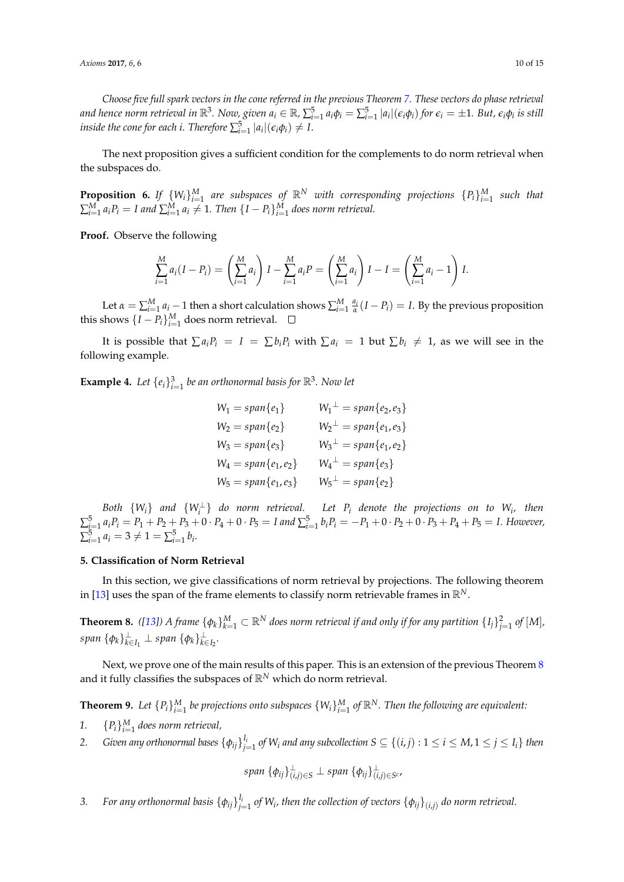*Choose five full spark vectors in the cone referred in the previous Theorem 7. These vectors do phase retrieval and hence norm retrieval in $\mathbb{R}^3$. Now, given $a_i \in \mathbb{R}$, $\sum_{i=1}^5 a_i\phi_i = \sum_{i=1}^5 |a_i|(\epsilon_i\phi_i)$ for $\epsilon_i = \pm 1$. But, $\epsilon_i\phi_i$ is still inside the cone for each $i$. Therefore $\sum_{i=1}^5 |a_i|(\epsilon_i\phi_i) \neq I$.*

The next proposition gives a sufficient condition for the complements to do norm retrieval when the subspaces do.

**Proposition 6.** *If $\{W_i\}_{i=1}^M$ are subspaces of $\mathbb{R}^N$ with corresponding projections $\{P_i\}_{i=1}^M$ such that $\sum_{i=1}^M a_iP_i = I$ and $\sum_{i=1}^M a_i \neq 1$. Then $\{I - P_i\}_{i=1}^M$ does norm retrieval.*

**Proof.** Observe the following

$$\sum_{i=1}^M a_i(I - P_i) = \left(\sum_{i=1}^M a_i\right) I - \sum_{i=1}^M a_iP = \left(\sum_{i=1}^M a_i\right) I - I = \left(\sum_{i=1}^M a_i - 1\right) I.$$

Let $\alpha = \sum_{i=1}^M a_i - 1$ then a short calculation shows $\sum_{i=1}^M \frac{a_i}{\alpha}(I - P_i) = I$. By the previous proposition this shows $\{I - P_i\}_{i=1}^M$ does norm retrieval. □

It is possible that $\sum a_iP_i = I = \sum b_iP_i$ with $\sum a_i = 1$ but $\sum b_i \neq 1$, as we will see in the following example.

**Example 4.** *Let $\{e_i\}_{i=1}^3$ be an orthonormal basis for $\mathbb{R}^3$. Now let*

$$\begin{aligned}
W_1 &= span\{e_1\} & W_1{}^\perp &= span\{e_2, e_3\} \\
W_2 &= span\{e_2\} & W_2{}^\perp &= span\{e_1, e_3\} \\
W_3 &= span\{e_3\} & W_3{}^\perp &= span\{e_1, e_2\} \\
W_4 &= span\{e_1, e_2\} & W_4{}^\perp &= span\{e_3\} \\
W_5 &= span\{e_1, e_3\} & W_5{}^\perp &= span\{e_2\}
\end{aligned}$$

*Both $\{W_i\}$ and $\{W_i^\perp\}$ do norm retrieval. Let $P_i$ denote the projections on to $W_i$, then $\sum_{i=1}^5 a_iP_i = P_1 + P_2 + P_3 + 0 \cdot P_4 + 0 \cdot P_5 = I$ and $\sum_{i=1}^5 b_iP_i = -P_1 + 0 \cdot P_2 + 0 \cdot P_3 + P_4 + P_5 = I$. However, $\sum_{i=1}^5 a_i = 3 \neq 1 = \sum_{i=1}^5 b_i$.*

## 5. Classification of Norm Retrieval

In this section, we give classifications of norm retrieval by projections. The following theorem in [13] uses the span of the frame elements to classify norm retrievable frames in $\mathbb{R}^N$.

**Theorem 8.** *([13]) A frame $\{\phi_k\}_{k=1}^M \subset \mathbb{R}^N$ does norm retrieval if and only if for any partition $\{I_j\}_{j=1}^2$ of $[M]$, $span\ \{\phi_k\}_{k\in I_1}^\perp \perp span\ \{\phi_k\}_{k\in I_2}^\perp$.*

Next, we prove one of the main results of this paper. This is an extension of the previous Theorem 8 and it fully classifies the subspaces of $\mathbb{R}^N$ which do norm retrieval.

**Theorem 9.** *Let $\{P_i\}_{i=1}^M$ be projections onto subspaces $\{W_i\}_{i=1}^M$ of $\mathbb{R}^N$. Then the following are equivalent:*

1. *$\{P_i\}_{i=1}^M$ does norm retrieval,*
2. *Given any orthonormal bases $\{\phi_{ij}\}_{j=1}^{I_i}$ of $W_i$ and any subcollection $S \subseteq \{(i,j) : 1 \leq i \leq M, 1 \leq j \leq I_i\}$ then*

$$span\ \{\phi_{ij}\}_{(i,j)\in S}^\perp \perp span\ \{\phi_{ij}\}_{(i,j)\in S^c}^\perp,$$

3. *For any orthonormal basis $\{\phi_{ij}\}_{j=1}^{I_i}$ of $W_i$, then the collection of vectors $\{\phi_{ij}\}_{(i,j)}$ do norm retrieval.*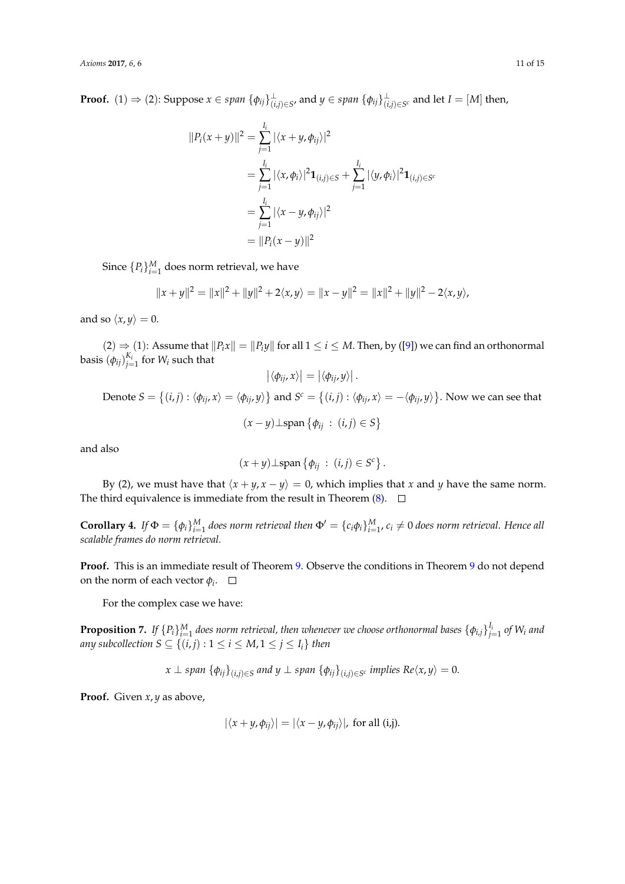**Proof.** (1) $\Rightarrow$ (2): Suppose $x \in span \{\phi_{ij}\}^{\perp}_{(i,j)\in S}$, and $y \in span \{\phi_{ij}\}^{\perp}_{(i,j)\in S^c}$ and let $I = [M]$ then,

$$
\begin{aligned}
\|P_i(x+y)\|^2 &= \sum_{j=1}^{I_i} |\langle x+y, \phi_{ij}\rangle|^2 \\
&= \sum_{j=1}^{I_i} |\langle x, \phi_i\rangle|^2 \mathbf{1}_{(i,j)\in S} + \sum_{j=1}^{I_i} |\langle y, \phi_i\rangle|^2 \mathbf{1}_{(i,j)\in S^c} \\
&= \sum_{j=1}^{I_i} |\langle x-y, \phi_{ij}\rangle|^2 \\
&= \|P_i(x-y)\|^2
\end{aligned}
$$

Since $\{P_i\}_{i=1}^M$ does norm retrieval, we have

$$
\|x+y\|^2 = \|x\|^2 + \|y\|^2 + 2\langle x, y\rangle = \|x-y\|^2 = \|x\|^2 + \|y\|^2 - 2\langle x, y\rangle,
$$

and so $\langle x, y\rangle = 0$.

(2) $\Rightarrow$ (1): Assume that $\|P_i x\| = \|P_i y\|$ for all $1 \le i \le M$. Then, by ([9]) we can find an orthonormal basis $(\phi_{ij})_{j=1}^{K_i}$ for $W_i$ such that

$$
|\langle \phi_{ij}, x\rangle| = |\langle \phi_{ij}, y\rangle|.
$$

Denote $S = \{(i,j) : \langle \phi_{ij}, x\rangle = \langle \phi_{ij}, y\rangle\}$ and $S^c = \{(i,j) : \langle \phi_{ij}, x\rangle = -\langle \phi_{ij}, y\rangle\}$. Now we can see that

$$
(x-y) \perp \text{span}\{\phi_{ij} \, : \, (i,j) \in S\}
$$

and also

$$
(x+y) \perp \text{span}\{\phi_{ij} \, : \, (i,j) \in S^c\}.
$$

By (2), we must have that $\langle x+y, x-y\rangle = 0$, which implies that $x$ and $y$ have the same norm. The third equivalence is immediate from the result in Theorem (8). □

**Corollary 4.** *If $\Phi = \{\phi_i\}_{i=1}^M$ does norm retrieval then $\Phi' = \{c_i\phi_i\}_{i=1}^M$, $c_i \neq 0$ does norm retrieval. Hence all scalable frames do norm retrieval.*

**Proof.** This is an immediate result of Theorem 9. Observe the conditions in Theorem 9 do not depend on the norm of each vector $\phi_i$. □

For the complex case we have:

**Proposition 7.** *If $\{P_i\}_{i=1}^M$ does norm retrieval, then whenever we choose orthonormal bases $\{\phi_{i,j}\}_{j=1}^{I_i}$ of $W_i$ and any subcollection $S \subseteq \{(i,j) : 1 \le i \le M, 1 \le j \le I_i\}$ then*

$$
x \perp span\{\phi_{ij}\}_{(i,j)\in S} \text{ and } y \perp span\{\phi_{ij}\}_{(i,j)\in S^c} \text{ implies } Re\langle x, y\rangle = 0.
$$

**Proof.** Given $x, y$ as above,

$$
|\langle x+y, \phi_{ij}\rangle| = |\langle x-y, \phi_{ij}\rangle|, \text{ for all (i,j).}
$$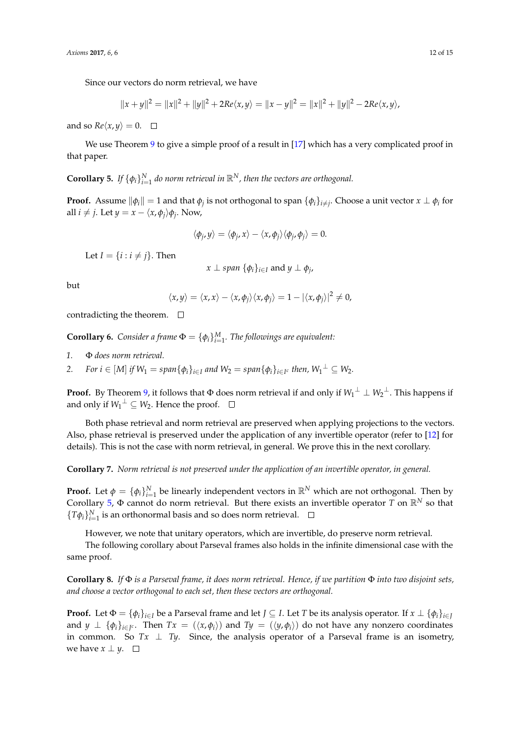Since our vectors do norm retrieval, we have

$$\|x+y\|^2 = \|x\|^2 + \|y\|^2 + 2Re\langle x, y\rangle = \|x-y\|^2 = \|x\|^2 + \|y\|^2 - 2Re\langle x, y\rangle,$$

and so $Re\langle x, y\rangle = 0$. □

We use Theorem 9 to give a simple proof of a result in [17] which has a very complicated proof in that paper.

**Corollary 5.** *If $\{\phi_i\}_{i=1}^N$ do norm retrieval in $\mathbb{R}^N$, then the vectors are orthogonal.*

**Proof.** Assume $\|\phi_i\| = 1$ and that $\phi_j$ is not orthogonal to span $\{\phi_i\}_{i\neq j}$. Choose a unit vector $x \perp \phi_i$ for all $i \neq j$. Let $y = x - \langle x, \phi_j\rangle\phi_j$. Now,

$$\langle \phi_j, y\rangle = \langle \phi_j, x\rangle - \langle x, \phi_j\rangle\langle \phi_j, \phi_j\rangle = 0.$$

Let $I = \{i : i \neq j\}$. Then

$$x \perp span\ \{\phi_i\}_{i\in I} \text{ and } y \perp \phi_j,$$

but

$$\langle x, y\rangle = \langle x, x\rangle - \langle x, \phi_j\rangle\langle x, \phi_j\rangle = 1 - |\langle x, \phi_j\rangle|^2 \neq 0,$$

contradicting the theorem. □

**Corollary 6.** *Consider a frame $\Phi = \{\phi_i\}_{i=1}^M$. The followings are equivalent:*

1. *$\Phi$ does norm retrieval.*
2. *For $i \in [M]$ if $W_1 = span\{\phi_i\}_{i\in I}$ and $W_2 = span\{\phi_i\}_{i\in I^c}$ then, ${W_1}^{\perp} \subseteq W_2$.*

**Proof.** By Theorem 9, it follows that $\Phi$ does norm retrieval if and only if ${W_1}^{\perp} \perp {W_2}^{\perp}$. This happens if and only if ${W_1}^{\perp} \subseteq W_2$. Hence the proof. □

Both phase retrieval and norm retrieval are preserved when applying projections to the vectors. Also, phase retrieval is preserved under the application of any invertible operator (refer to [12] for details). This is not the case with norm retrieval, in general. We prove this in the next corollary.

**Corollary 7.** *Norm retrieval is not preserved under the application of an invertible operator, in general.*

**Proof.** Let $\phi = \{\phi_i\}_{i=1}^N$ be linearly independent vectors in $\mathbb{R}^N$ which are not orthogonal. Then by Corollary 5, $\Phi$ cannot do norm retrieval. But there exists an invertible operator $T$ on $\mathbb{R}^N$ so that $\{T\phi_i\}_{i=1}^N$ is an orthonormal basis and so does norm retrieval. □

However, we note that unitary operators, which are invertible, do preserve norm retrieval.

The following corollary about Parseval frames also holds in the infinite dimensional case with the same proof.

**Corollary 8.** *If $\Phi$ is a Parseval frame, it does norm retrieval. Hence, if we partition $\Phi$ into two disjoint sets, and choose a vector orthogonal to each set, then these vectors are orthogonal.*

**Proof.** Let $\Phi = \{\phi_i\}_{i\in I}$ be a Parseval frame and let $J \subseteq I$. Let $T$ be its analysis operator. If $x \perp \{\phi_i\}_{i\in J}$ and $y \perp \{\phi_i\}_{i\in J^c}$. Then $Tx = (\langle x, \phi_i\rangle)$ and $Ty = (\langle y, \phi_i\rangle)$ do not have any nonzero coordinates in common. So $Tx \perp Ty$. Since, the analysis operator of a Parseval frame is an isometry, we have $x \perp y$. □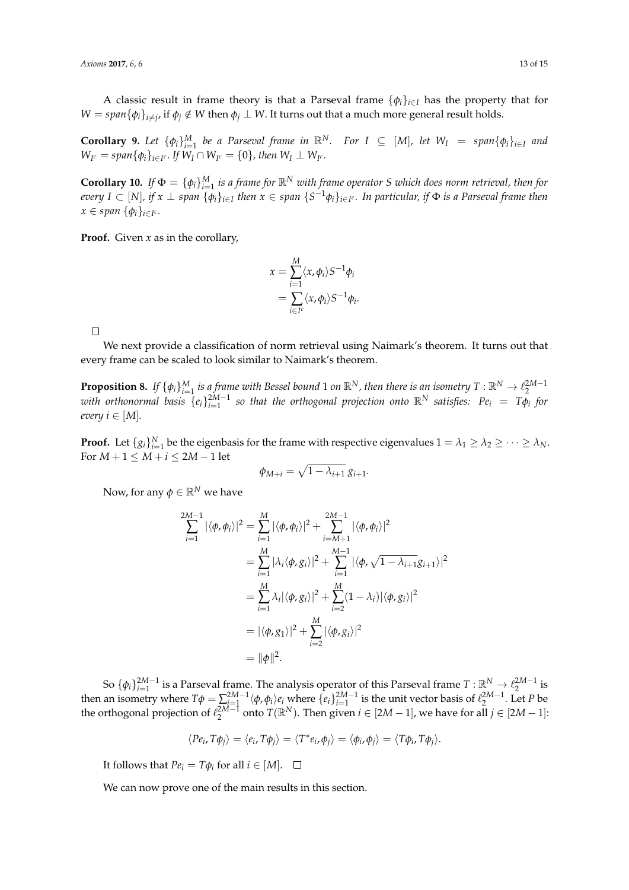A classic result in frame theory is that a Parseval frame $\{\phi_i\}_{i\in I}$ has the property that for $W = span\{\phi_i\}_{i\neq j}$, if $\phi_j \notin W$ then $\phi_j \perp W$. It turns out that a much more general result holds.

**Corollary 9.** *Let $\{\phi_i\}_{i=1}^M$ be a Parseval frame in $\mathbb{R}^N$. For $I \subseteq [M]$, let $W_I = span\{\phi_i\}_{i\in I}$ and $W_{I^c} = span\{\phi_i\}_{i\in I^c}$. If $W_I \cap W_{I^c} = \{0\}$, then $W_I \perp W_{I^c}$.*

**Corollary 10.** *If $\Phi = \{\phi_i\}_{i=1}^M$ is a frame for $\mathbb{R}^N$ with frame operator $S$ which does norm retrieval, then for every $I \subset [N]$, if $x \perp span\ \{\phi_i\}_{i\in I}$ then $x \in span\ \{S^{-1}\phi_i\}_{i\in I^c}$. In particular, if $\Phi$ is a Parseval frame then $x \in span\ \{\phi_i\}_{i\in I^c}$.*

**Proof.** Given $x$ as in the corollary,

$$
\begin{aligned}
x &= \sum_{i=1}^{M} \langle x, \phi_i \rangle S^{-1}\phi_i \\
&= \sum_{i\in I^c} \langle x, \phi_i \rangle S^{-1}\phi_i.
\end{aligned}
$$

□

We next provide a classification of norm retrieval using Naimark's theorem. It turns out that every frame can be scaled to look similar to Naimark's theorem.

**Proposition 8.** *If $\{\phi_i\}_{i=1}^M$ is a frame with Bessel bound 1 on $\mathbb{R}^N$, then there is an isometry $T : \mathbb{R}^N \to \ell_2^{2M-1}$ with orthonormal basis $\{e_i\}_{i=1}^{2M-1}$ so that the orthogonal projection onto $\mathbb{R}^N$ satisfies: $Pe_i = T\phi_i$ for every $i \in [M]$.*

**Proof.** Let $\{g_i\}_{i=1}^N$ be the eigenbasis for the frame with respective eigenvalues $1 = \lambda_1 \geq \lambda_2 \geq \cdots \geq \lambda_N$. For $M + 1 \leq M + i \leq 2M - 1$ let

$$
\phi_{M+i} = \sqrt{1-\lambda_{i+1}}\, g_{i+1}.
$$

Now, for any $\phi \in \mathbb{R}^N$ we have

$$
\begin{aligned}
\sum_{i=1}^{2M-1} |\langle \phi, \phi_i \rangle|^2 &= \sum_{i=1}^{M} |\langle \phi, \phi_i \rangle|^2 + \sum_{i=M+1}^{2M-1} |\langle \phi, \phi_i \rangle|^2 \\
&= \sum_{i=1}^{M} |\lambda_i \langle \phi, g_i \rangle|^2 + \sum_{i=1}^{M-1} |\langle \phi, \sqrt{1-\lambda_{i+1}} g_{i+1} \rangle|^2 \\
&= \sum_{i=1}^{M} \lambda_i |\langle \phi, g_i \rangle|^2 + \sum_{i=2}^{M} (1-\lambda_i) |\langle \phi, g_i \rangle|^2 \\
&= |\langle \phi, g_1 \rangle|^2 + \sum_{i=2}^{M} |\langle \phi, g_i \rangle|^2 \\
&= \|\phi\|^2.
\end{aligned}
$$

So $\{\phi_i\}_{i=1}^{2M-1}$ is a Parseval frame. The analysis operator of this Parseval frame $T : \mathbb{R}^N \to \ell_2^{2M-1}$ is then an isometry where $T\phi = \sum_{i=1}^{2M-1} \langle \phi, \phi_i \rangle e_i$ where $\{e_i\}_{i=1}^{2M-1}$ is the unit vector basis of $\ell_2^{2M-1}$. Let $P$ be the orthogonal projection of $\ell_2^{2M-1}$ onto $T(\mathbb{R}^N)$. Then given $i \in [2M-1]$, we have for all $j \in [2M-1]$:

$$
\langle Pe_i, T\phi_j \rangle = \langle e_i, T\phi_j \rangle = \langle T^* e_i, \phi_j \rangle = \langle \phi_i, \phi_j \rangle = \langle T\phi_i, T\phi_j \rangle.
$$

It follows that $Pe_i = T\phi_i$ for all $i \in [M]$. □

We can now prove one of the main results in this section.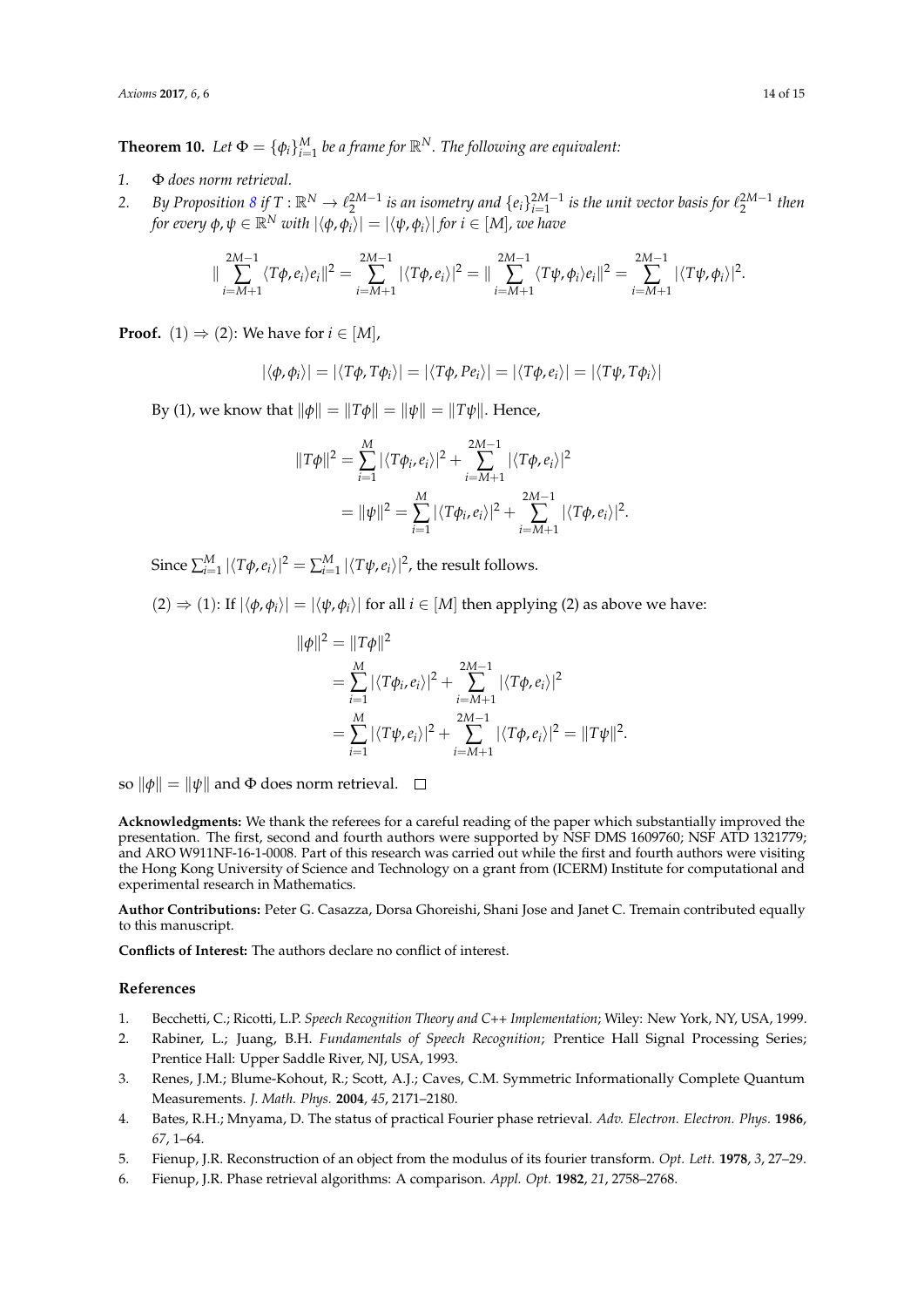**Theorem 10.** *Let $\Phi = \{\phi_i\}_{i=1}^M$ be a frame for $\mathbb{R}^N$. The following are equivalent:*

1. *$\Phi$ does norm retrieval.*
2. *By Proposition 8 if $T : \mathbb{R}^N \to \ell_2^{2M-1}$ is an isometry and $\{e_i\}_{i=1}^{2M-1}$ is the unit vector basis for $\ell_2^{2M-1}$ then for every $\phi, \psi \in \mathbb{R}^N$ with $|\langle \phi, \phi_i \rangle| = |\langle \psi, \phi_i \rangle|$ for $i \in [M]$, we have*

$$\| \sum_{i=M+1}^{2M-1} \langle T\phi, e_i \rangle e_i \|^2 = \sum_{i=M+1}^{2M-1} |\langle T\phi, e_i \rangle|^2 = \| \sum_{i=M+1}^{2M-1} \langle T\psi, \phi_i \rangle e_i \|^2 = \sum_{i=M+1}^{2M-1} |\langle T\psi, \phi_i \rangle|^2.$$

**Proof.** $(1) \Rightarrow (2)$: We have for $i \in [M]$,

$$|\langle \phi, \phi_i \rangle| = |\langle T\phi, T\phi_i \rangle| = |\langle T\phi, Pe_i \rangle| = |\langle T\phi, e_i \rangle| = |\langle T\psi, T\phi_i \rangle|$$

By (1), we know that $\|\phi\| = \|T\phi\| = \|\psi\| = \|T\psi\|$. Hence,

$$\begin{aligned}
\|T\phi\|^2 &= \sum_{i=1}^{M} |\langle T\phi_i, e_i \rangle|^2 + \sum_{i=M+1}^{2M-1} |\langle T\phi, e_i \rangle|^2 \\
&= \|\psi\|^2 = \sum_{i=1}^{M} |\langle T\phi_i, e_i \rangle|^2 + \sum_{i=M+1}^{2M-1} |\langle T\phi, e_i \rangle|^2.
\end{aligned}$$

Since $\sum_{i=1}^{M} |\langle T\phi, e_i \rangle|^2 = \sum_{i=1}^{M} |\langle T\psi, e_i \rangle|^2$, the result follows.

$(2) \Rightarrow (1)$: If $|\langle \phi, \phi_i \rangle| = |\langle \psi, \phi_i \rangle|$ for all $i \in [M]$ then applying (2) as above we have:

$$\begin{aligned}
\|\phi\|^2 &= \|T\phi\|^2 \\
&= \sum_{i=1}^{M} |\langle T\phi_i, e_i \rangle|^2 + \sum_{i=M+1}^{2M-1} |\langle T\phi, e_i \rangle|^2 \\
&= \sum_{i=1}^{M} |\langle T\psi, e_i \rangle|^2 + \sum_{i=M+1}^{2M-1} |\langle T\phi, e_i \rangle|^2 = \|T\psi\|^2.
\end{aligned}$$

so $\|\phi\| = \|\psi\|$ and $\Phi$ does norm retrieval. □

**Acknowledgments:** We thank the referees for a careful reading of the paper which substantially improved the presentation. The first, second and fourth authors were supported by NSF DMS 1609760; NSF ATD 1321779; and ARO W911NF-16-1-0008. Part of this research was carried out while the first and fourth authors were visiting the Hong Kong University of Science and Technology on a grant from (ICERM) Institute for computational and experimental research in Mathematics.

**Author Contributions:** Peter G. Casazza, Dorsa Ghoreishi, Shani Jose and Janet C. Tremain contributed equally to this manuscript.

**Conflicts of Interest:** The authors declare no conflict of interest.

## References

1. Becchetti, C.; Ricotti, L.P. *Speech Recognition Theory and C++ Implementation*; Wiley: New York, NY, USA, 1999.
2. Rabiner, L.; Juang, B.H. *Fundamentals of Speech Recognition*; Prentice Hall Signal Processing Series; Prentice Hall: Upper Saddle River, NJ, USA, 1993.
3. Renes, J.M.; Blume-Kohout, R.; Scott, A.J.; Caves, C.M. Symmetric Informationally Complete Quantum Measurements. *J. Math. Phys.* **2004**, *45*, 2171–2180.
4. Bates, R.H.; Mnyama, D. The status of practical Fourier phase retrieval. *Adv. Electron. Electron. Phys.* **1986**, *67*, 1–64.
5. Fienup, J.R. Reconstruction of an object from the modulus of its fourier transform. *Opt. Lett.* **1978**, *3*, 27–29.
6. Fienup, J.R. Phase retrieval algorithms: A comparison. *Appl. Opt.* **1982**, *21*, 2758–2768.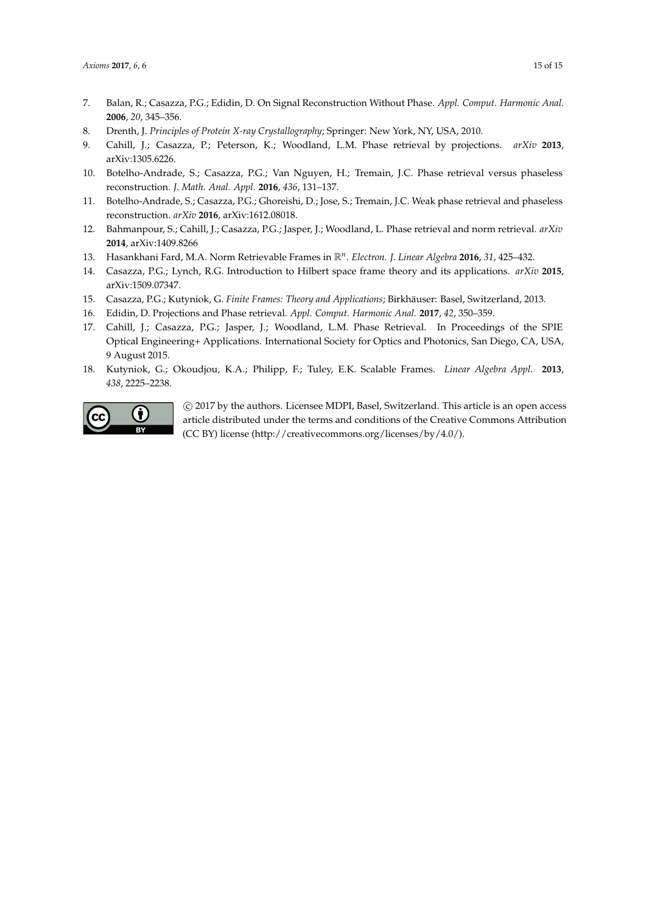7. Balan, R.; Casazza, P.G.; Edidin, D. On Signal Reconstruction Without Phase. *Appl. Comput. Harmonic Anal.* **2006**, *20*, 345–356.
8. Drenth, J. *Principles of Protein X-ray Crystallography*; Springer: New York, NY, USA, 2010.
9. Cahill, J.; Casazza, P.; Peterson, K.; Woodland, L.M. Phase retrieval by projections. *arXiv* **2013**, arXiv:1305.6226.
10. Botelho-Andrade, S.; Casazza, P.G.; Van Nguyen, H.; Tremain, J.C. Phase retrieval versus phaseless reconstruction. *J. Math. Anal. Appl.* **2016**, *436*, 131–137.
11. Botelho-Andrade, S.; Casazza, P.G.; Ghoreishi, D.; Jose, S.; Tremain, J.C. Weak phase retrieval and phaseless reconstruction. *arXiv* **2016**, arXiv:1612.08018.
12. Bahmanpour, S.; Cahill, J.; Casazza, P.G.; Jasper, J.; Woodland, L. Phase retrieval and norm retrieval. *arXiv* **2014**, arXiv:1409.8266
13. Hasankhani Fard, M.A. Norm Retrievable Frames in $\mathbb{R}^n$. *Electron. J. Linear Algebra* **2016**, *31*, 425–432.
14. Casazza, P.G.; Lynch, R.G. Introduction to Hilbert space frame theory and its applications. *arXiv* **2015**, arXiv:1509.07347.
15. Casazza, P.G.; Kutyniok, G. *Finite Frames: Theory and Applications*; Birkhäuser: Basel, Switzerland, 2013.
16. Edidin, D. Projections and Phase retrieval. *Appl. Comput. Harmonic Anal.* **2017**, *42*, 350–359.
17. Cahill, J.; Casazza, P.G.; Jasper, J.; Woodland, L.M. Phase Retrieval. In Proceedings of the SPIE Optical Engineering+ Applications. International Society for Optics and Photonics, San Diego, CA, USA, 9 August 2015.
18. Kutyniok, G.; Okoudjou, K.A.; Philipp, F.; Tuley, E.K. Scalable Frames. *Linear Algebra Appl.* **2013**, *438*, 2225–2238.

© 2017 by the authors. Licensee MDPI, Basel, Switzerland. This article is an open access article distributed under the terms and conditions of the Creative Commons Attribution (CC BY) license (http://creativecommons.org/licenses/by/4.0/).